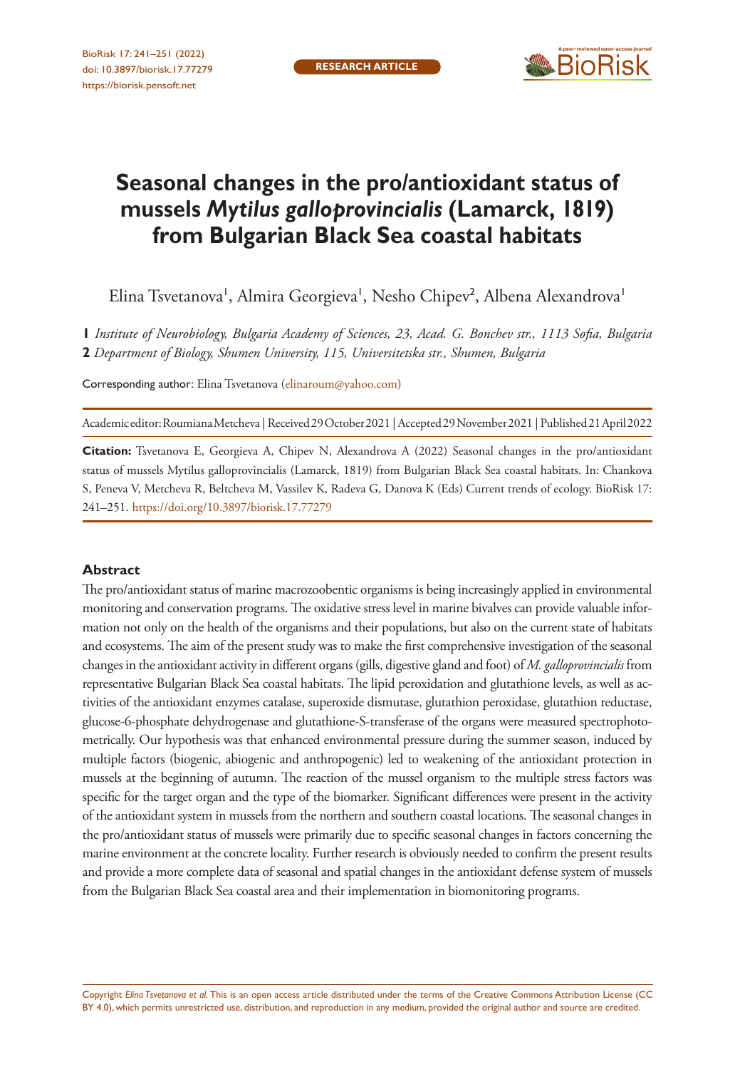# Seasonal changes in the pro/antioxidant status of mussels *Mytilus galloprovincialis* (Lamarck, 1819) from Bulgarian Black Sea coastal habitats

Elina Tsvetanova[1], Almira Georgieva[1], Nesho Chipev[2], Albena Alexandrova[1]

**1** *Institute of Neurobiology, Bulgaria Academy of Sciences, 23, Acad. G. Bonchev str., 1113 Sofia, Bulgaria*
**2** *Department of Biology, Shumen University, 115, Universitetska str., Shumen, Bulgaria*

Corresponding author: Elina Tsvetanova (elinaroum@yahoo.com)

Academic editor: Roumiana Metcheva | Received 29 October 2021 | Accepted 29 November 2021 | Published 21 April 2022

**Citation:** Tsvetanova E, Georgieva A, Chipev N, Alexandrova A (2022) Seasonal changes in the pro/antioxidant status of mussels Mytilus galloprovincialis (Lamarck, 1819) from Bulgarian Black Sea coastal habitats. In: Chankova S, Peneva V, Metcheva R, Beltcheva M, Vassilev K, Radeva G, Danova K (Eds) Current trends of ecology. BioRisk 17: 241–251. https://doi.org/10.3897/biorisk.17.77279

## Abstract

The pro/antioxidant status of marine macrozoobentic organisms is being increasingly applied in environmental monitoring and conservation programs. The oxidative stress level in marine bivalves can provide valuable information not only on the health of the organisms and their populations, but also on the current state of habitats and ecosystems. The aim of the present study was to make the first comprehensive investigation of the seasonal changes in the antioxidant activity in different organs (gills, digestive gland and foot) of *M. galloprovincialis* from representative Bulgarian Black Sea coastal habitats. The lipid peroxidation and glutathione levels, as well as activities of the antioxidant enzymes catalase, superoxide dismutase, glutathion peroxidase, glutathion reductase, glucose-6-phosphate dehydrogenase and glutathione-S-transferase of the organs were measured spectrophotometrically. Our hypothesis was that enhanced environmental pressure during the summer season, induced by multiple factors (biogenic, abiogenic and anthropogenic) led to weakening of the antioxidant protection in mussels at the beginning of autumn. The reaction of the mussel organism to the multiple stress factors was specific for the target organ and the type of the biomarker. Significant differences were present in the activity of the antioxidant system in mussels from the northern and southern coastal locations. The seasonal changes in the pro/antioxidant status of mussels were primarily due to specific seasonal changes in factors concerning the marine environment at the concrete locality. Further research is obviously needed to confirm the present results and provide a more complete data of seasonal and spatial changes in the antioxidant defense system of mussels from the Bulgarian Black Sea coastal area and their implementation in biomonitoring programs.

Copyright *Elina Tsvetanova et al.* This is an open access article distributed under the terms of the Creative Commons Attribution License (CC BY 4.0), which permits unrestricted use, distribution, and reproduction in any medium, provided the original author and source are credited.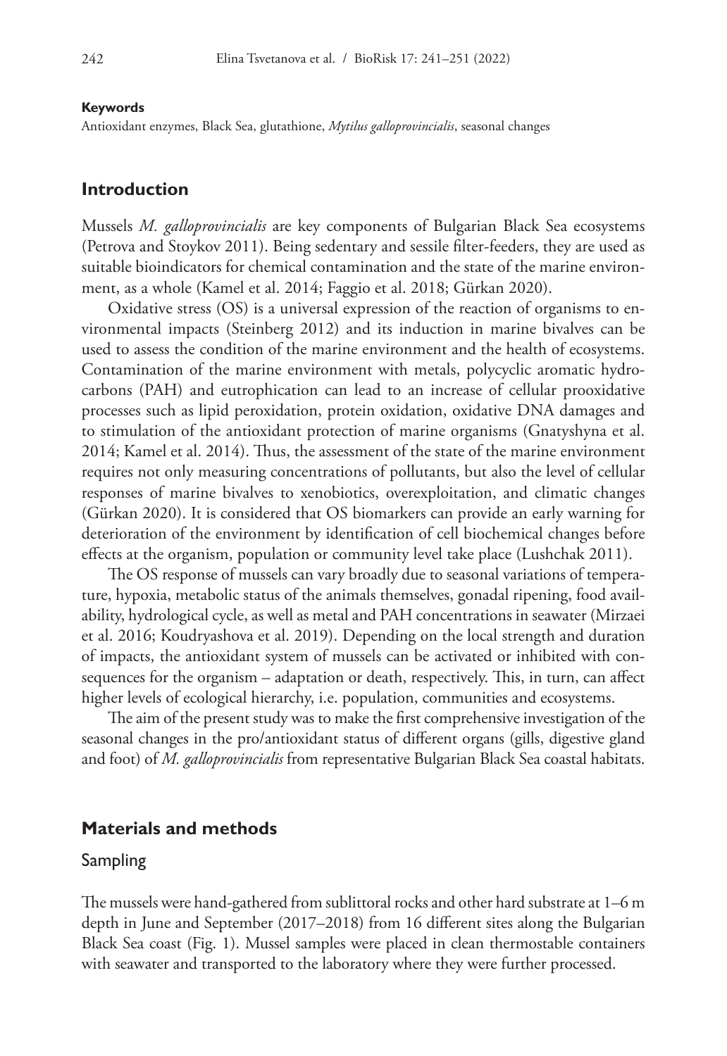**Keywords**

Antioxidant enzymes, Black Sea, glutathione, *Mytilus galloprovincialis*, seasonal changes

## Introduction

Mussels *M. galloprovincialis* are key components of Bulgarian Black Sea ecosystems (Petrova and Stoykov 2011). Being sedentary and sessile filter-feeders, they are used as suitable bioindicators for chemical contamination and the state of the marine environment, as a whole (Kamel et al. 2014; Faggio et al. 2018; Gürkan 2020).

Oxidative stress (OS) is a universal expression of the reaction of organisms to environmental impacts (Steinberg 2012) and its induction in marine bivalves can be used to assess the condition of the marine environment and the health of ecosystems. Contamination of the marine environment with metals, polycyclic aromatic hydrocarbons (PAH) and eutrophication can lead to an increase of cellular prooxidative processes such as lipid peroxidation, protein oxidation, oxidative DNA damages and to stimulation of the antioxidant protection of marine organisms (Gnatyshyna et al. 2014; Kamel et al. 2014). Thus, the assessment of the state of the marine environment requires not only measuring concentrations of pollutants, but also the level of cellular responses of marine bivalves to xenobiotics, overexploitation, and climatic changes (Gürkan 2020). It is considered that OS biomarkers can provide an early warning for deterioration of the environment by identification of cell biochemical changes before effects at the organism, population or community level take place (Lushchak 2011).

The OS response of mussels can vary broadly due to seasonal variations of temperature, hypoxia, metabolic status of the animals themselves, gonadal ripening, food availability, hydrological cycle, as well as metal and PAH concentrations in seawater (Mirzaei et al. 2016; Koudryashova et al. 2019). Depending on the local strength and duration of impacts, the antioxidant system of mussels can be activated or inhibited with consequences for the organism – adaptation or death, respectively. This, in turn, can affect higher levels of ecological hierarchy, i.e. population, communities and ecosystems.

The aim of the present study was to make the first comprehensive investigation of the seasonal changes in the pro/antioxidant status of different organs (gills, digestive gland and foot) of *M. galloprovincialis* from representative Bulgarian Black Sea coastal habitats.

## Materials and methods

### Sampling

The mussels were hand-gathered from sublittoral rocks and other hard substrate at 1–6 m depth in June and September (2017–2018) from 16 different sites along the Bulgarian Black Sea coast (Fig. 1). Mussel samples were placed in clean thermostable containers with seawater and transported to the laboratory where they were further processed.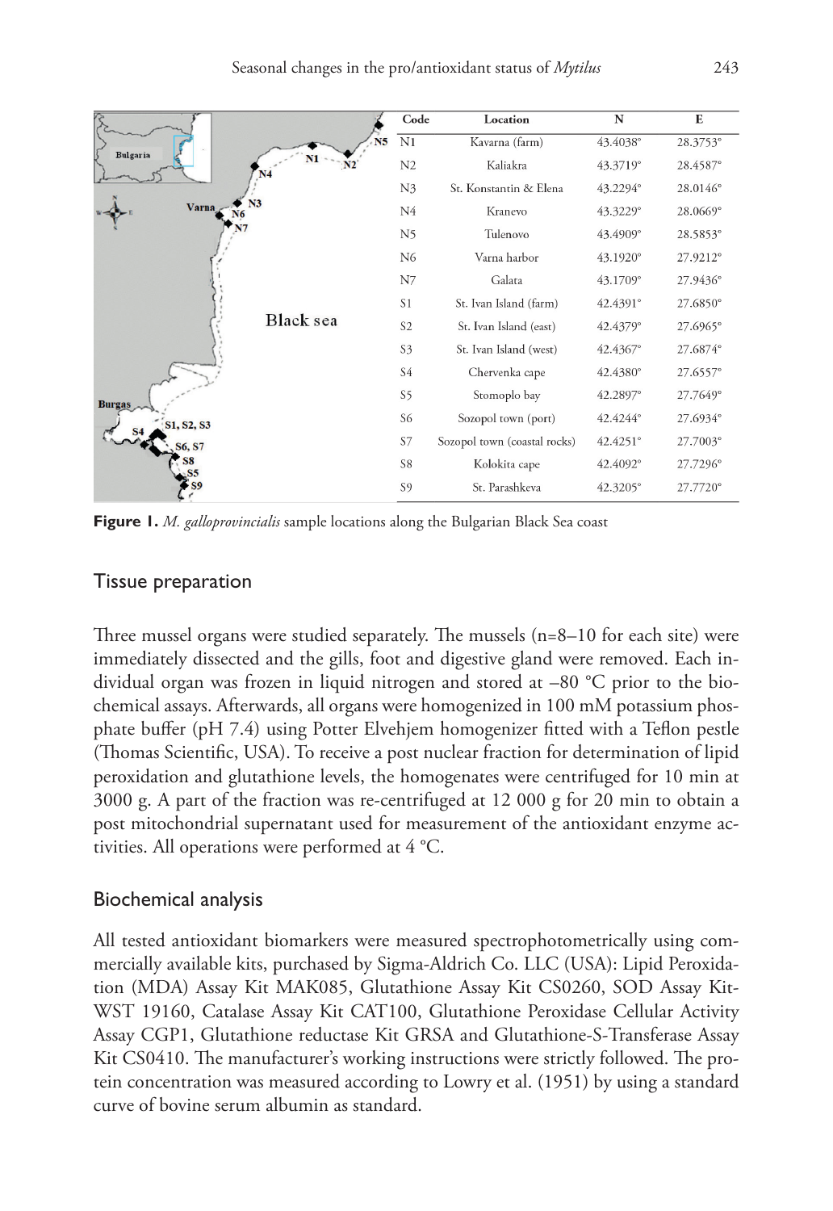| Code | Location | N | E |
|---|---|---|---|
| N1 | Kavarna (farm) | 43.4038° | 28.3753° |
| N2 | Kaliakra | 43.3719° | 28.4587° |
| N3 | St. Konstantin & Elena | 43.2294° | 28.0146° |
| N4 | Kranevo | 43.3229° | 28.0669° |
| N5 | Tulenovo | 43.4909° | 28.5853° |
| N6 | Varna harbor | 43.1920° | 27.9212° |
| N7 | Galata | 43.1709° | 27.9436° |
| S1 | St. Ivan Island (farm) | 42.4391° | 27.6850° |
| S2 | St. Ivan Island (east) | 42.4379° | 27.6965° |
| S3 | St. Ivan Island (west) | 42.4367° | 27.6874° |
| S4 | Chervenka cape | 42.4380° | 27.6557° |
| S5 | Stomoplo bay | 42.2897° | 27.7649° |
| S6 | Sozopol town (port) | 42.4244° | 27.6934° |
| S7 | Sozopol town (coastal rocks) | 42.4251° | 27.7003° |
| S8 | Kolokita cape | 42.4092° | 27.7296° |
| S9 | St. Parashkeva | 42.3205° | 27.7720° |

**Figure 1.** *M. galloprovincialis* sample locations along the Bulgarian Black Sea coast

## Tissue preparation

Three mussel organs were studied separately. The mussels (n=8–10 for each site) were immediately dissected and the gills, foot and digestive gland were removed. Each individual organ was frozen in liquid nitrogen and stored at –80 °C prior to the biochemical assays. Afterwards, all organs were homogenized in 100 mM potassium phosphate buffer (pH 7.4) using Potter Elvehjem homogenizer fitted with a Teflon pestle (Thomas Scientific, USA). To receive a post nuclear fraction for determination of lipid peroxidation and glutathione levels, the homogenates were centrifuged for 10 min at 3000 g. A part of the fraction was re-centrifuged at 12 000 g for 20 min to obtain a post mitochondrial supernatant used for measurement of the antioxidant enzyme activities. All operations were performed at 4 °C.

## Biochemical analysis

All tested antioxidant biomarkers were measured spectrophotometrically using commercially available kits, purchased by Sigma-Aldrich Co. LLC (USA): Lipid Peroxidation (MDA) Assay Kit MAK085, Glutathione Assay Kit CS0260, SOD Assay Kit-WST 19160, Catalase Assay Kit CAT100, Glutathione Peroxidase Cellular Activity Assay CGP1, Glutathione reductase Kit GRSA and Glutathione-S-Transferase Assay Kit CS0410. The manufacturer's working instructions were strictly followed. The protein concentration was measured according to Lowry et al. (1951) by using a standard curve of bovine serum albumin as standard.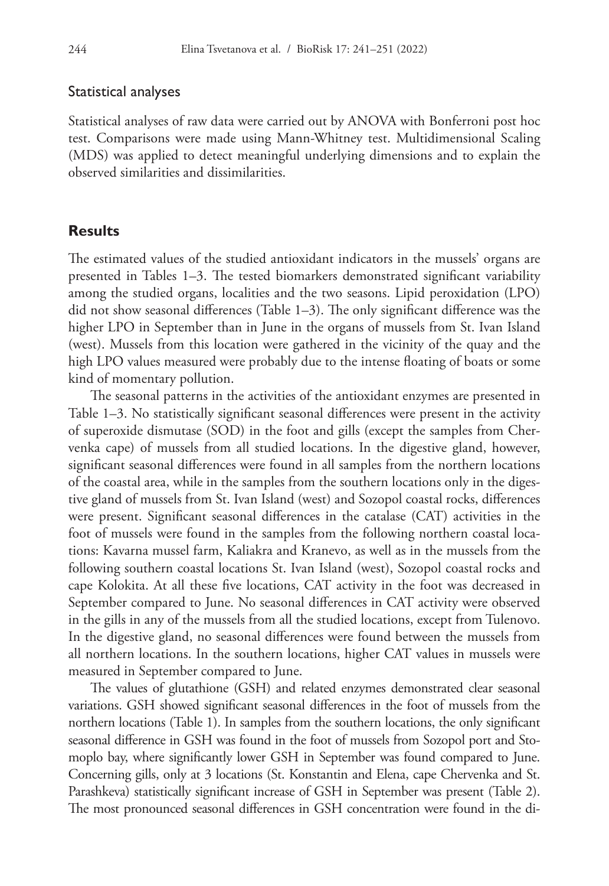### Statistical analyses

Statistical analyses of raw data were carried out by ANOVA with Bonferroni post hoc test. Comparisons were made using Mann-Whitney test. Multidimensional Scaling (MDS) was applied to detect meaningful underlying dimensions and to explain the observed similarities and dissimilarities.

## Results

The estimated values of the studied antioxidant indicators in the mussels' organs are presented in Tables 1–3. The tested biomarkers demonstrated significant variability among the studied organs, localities and the two seasons. Lipid peroxidation (LPO) did not show seasonal differences (Table 1–3). The only significant difference was the higher LPO in September than in June in the organs of mussels from St. Ivan Island (west). Mussels from this location were gathered in the vicinity of the quay and the high LPO values measured were probably due to the intense floating of boats or some kind of momentary pollution.

The seasonal patterns in the activities of the antioxidant enzymes are presented in Table 1–3. No statistically significant seasonal differences were present in the activity of superoxide dismutase (SOD) in the foot and gills (except the samples from Chervenka cape) of mussels from all studied locations. In the digestive gland, however, significant seasonal differences were found in all samples from the northern locations of the coastal area, while in the samples from the southern locations only in the digestive gland of mussels from St. Ivan Island (west) and Sozopol coastal rocks, differences were present. Significant seasonal differences in the catalase (CAT) activities in the foot of mussels were found in the samples from the following northern coastal locations: Kavarna mussel farm, Kaliakra and Kranevo, as well as in the mussels from the following southern coastal locations St. Ivan Island (west), Sozopol coastal rocks and cape Kolokita. At all these five locations, CAT activity in the foot was decreased in September compared to June. No seasonal differences in CAT activity were observed in the gills in any of the mussels from all the studied locations, except from Tulenovo. In the digestive gland, no seasonal differences were found between the mussels from all northern locations. In the southern locations, higher CAT values in mussels were measured in September compared to June.

The values of glutathione (GSH) and related enzymes demonstrated clear seasonal variations. GSH showed significant seasonal differences in the foot of mussels from the northern locations (Table 1). In samples from the southern locations, the only significant seasonal difference in GSH was found in the foot of mussels from Sozopol port and Stomoplo bay, where significantly lower GSH in September was found compared to June. Concerning gills, only at 3 locations (St. Konstantin and Elena, cape Chervenka and St. Parashkeva) statistically significant increase of GSH in September was present (Table 2). The most pronounced seasonal differences in GSH concentration were found in the di-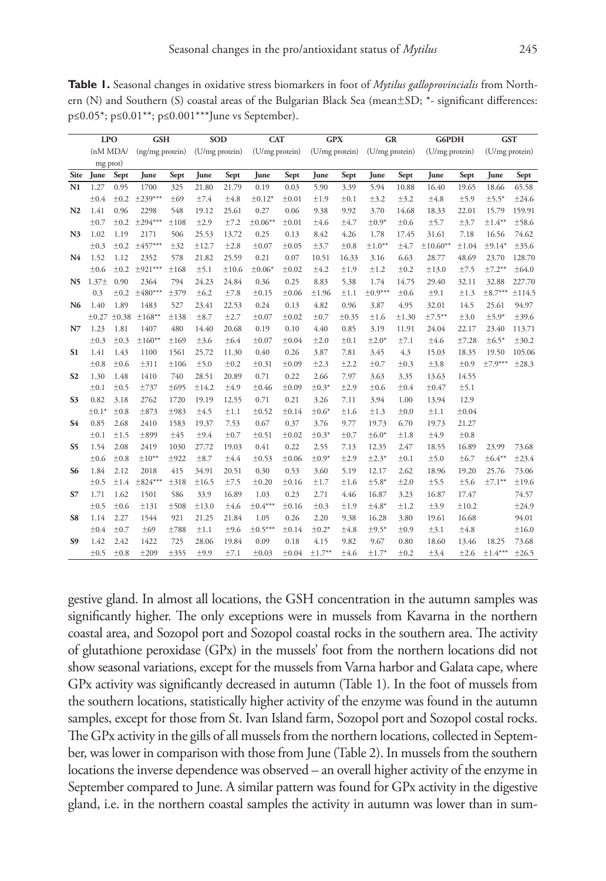**Table 1.** Seasonal changes in oxidative stress biomarkers in foot of *Mytilus galloprovincialis* from Northern (N) and Southern (S) coastal areas of the Bulgarian Black Sea (mean±SD; *- significant differences: p≤0.05*; p≤0.01**; p≤0.001***June vs September).

| | LPO (nM MDA/mg prot) | | GSH (ng/mg protein) | | SOD (U/mg protein) | | CAT (U/mg protein) | | GPX (U/mg protein) | | GR (U/mg protein) | | G6PDH (U/mg protein) | | GST (U/mg protein) | |
|---|---|---|---|---|---|---|---|---|---|---|---|---|---|---|---|---|
| **Site** | **June** | **Sept** | **June** | **Sept** | **June** | **Sept** | **June** | **Sept** | **June** | **Sept** | **June** | **Sept** | **June** | **Sept** | **June** | **Sept** |
| **N1** | 1.27 | 0.95 | 1700 | 325 | 21.80 | 21.79 | 0.19 | 0.03 | 5.90 | 3.39 | 5.94 | 10.88 | 16.40 | 19.65 | 18.66 | 65.58 |
| | ±0.4 | ±0.2 | ±239*** | ±69 | ±7.4 | ±4.8 | ±0.12* | ±0.01 | ±1.9 | ±0.1 | ±3.2 | ±3.2 | ±4.8 | ±5.9 | ±5.5* | ±24.6 |
| **N2** | 1.41 | 0.96 | 2298 | 548 | 19.12 | 25.61 | 0.27 | 0.06 | 9.38 | 9.92 | 3.70 | 14.68 | 18.33 | 22.01 | 15.79 | 159.91 |
| | ±0.7 | ±0.2 | ±294*** | ±108 | ±2.9 | ±7.2 | ±0.06** | ±0.01 | ±4.6 | ±4.7 | ±0.9* | ±0.6 | ±5.7 | ±3.7 | ±1.4** | ±58.6 |
| **N3** | 1.02 | 1.19 | 2171 | 506 | 25.53 | 13.72 | 0.25 | 0.13 | 8.42 | 4.26 | 1.78 | 17.45 | 31.61 | 7.18 | 16.56 | 74.62 |
| | ±0.3 | ±0.2 | ±457*** | ±32 | ±12.7 | ±2.8 | ±0.07 | ±0.05 | ±3.7 | ±0.8 | ±1.0** | ±4.7 | ±10.60** | ±1.04 | ±9.14* | ±35.6 |
| **N4** | 1.52 | 1.12 | 2352 | 578 | 21.82 | 25.59 | 0.21 | 0.07 | 10.51 | 16.33 | 3.16 | 6.63 | 28.77 | 48.69 | 23.70 | 128.70 |
| | ±0.6 | ±0.2 | ±921*** | ±168 | ±5.1 | ±10.6 | ±0.06* | ±0.02 | ±4.2 | ±1.9 | ±1.2 | ±0.2 | ±13.0 | ±7.5 | ±7.2** | ±64.0 |
| **N5** | 1.37± | 0.90 | 2364 | 794 | 24.23 | 24.84 | 0.36 | 0.25 | 8.83 | 5.38 | 1.74 | 14.75 | 29.40 | 32.11 | 32.88 | 227.70 |
| | 0.3 | ±0.2 | ±480*** | ±379 | ±6.2 | ±7.8 | ±0.15 | ±0.06 | ±1.96 | ±1.1 | ±0.9*** | ±0.6 | ±9.1 | ±1.3 | ±8.7*** | ±114.5 |
| **N6** | 1.40 | 1.89 | 1483 | 527 | 23.41 | 22.53 | 0.24 | 0.13 | 4.82 | 0.96 | 3.87 | 4.95 | 32.01 | 14.5 | 25.61 | 94.97 |
| | ±0.27 | ±0.38 | ±168** | ±138 | ±8.7 | ±2.7 | ±0.07 | ±0.02 | ±0.7 | ±0.35 | ±1.6 | ±1.30 | ±7.5** | ±3.0 | ±5.9* | ±39.6 |
| **N7** | 1.23 | 1.81 | 1407 | 480 | 14.40 | 20.68 | 0.19 | 0.10 | 4.40 | 0.85 | 3.19 | 11.91 | 24.04 | 22.17 | 23.40 | 113.71 |
| | ±0.3 | ±0.3 | ±160** | ±169 | ±3.6 | ±6.4 | ±0.07 | ±0.04 | ±2.0 | ±0.1 | ±2.0* | ±7.1 | ±4.6 | ±7.28 | ±6.5* | ±30.2 |
| **S1** | 1.41 | 1.43 | 1100 | 1561 | 25.72 | 11.30 | 0.40 | 0.26 | 3.87 | 7.81 | 3.45 | 4.3 | 15.03 | 18.35 | 19.50 | 105.06 |
| | ±0.8 | ±0.6 | ±311 | ±106 | ±5.0 | ±0.2 | ±0.31 | ±0.09 | ±2.3 | ±2.2 | ±0.7 | ±0.3 | ±3.8 | ±0.9 | ±7.9*** | ±28.3 |
| **S2** | 1.30 | 1.48 | 1410 | 740 | 28.51 | 20.89 | 0.71 | 0.22 | 2.66 | 7.97 | 3.63 | 3.35 | 13.63 | 14.55 | | |
| | ±0.1 | ±0.5 | ±737 | ±695 | ±14.2 | ±4.9 | ±0.46 | ±0.09 | ±0.3* | ±2.9 | ±0.6 | ±0.4 | ±0.47 | ±5.1 | | |
| **S3** | 0.82 | 3.18 | 2762 | 1720 | 19.19 | 12.55 | 0.71 | 0.21 | 3.26 | 7.11 | 3.94 | 1.00 | 13.94 | 12.9 | | |
| | ±0.1* | ±0.8 | ±873 | ±983 | ±4.5 | ±1.1 | ±0.52 | ±0.14 | ±0.6* | ±1.6 | ±1.3 | ±0.0 | ±1.1 | ±0.04 | | |
| **S4** | 0.85 | 2.68 | 2410 | 1583 | 19.37 | 7.53 | 0.67 | 0.37 | 3.76 | 9.77 | 19.73 | 6.70 | 19.73 | 21.27 | | |
| | ±0.1 | ±1.5 | ±899 | ±45 | ±9.4 | ±0.7 | ±0.51 | ±0.02 | ±0.3* | ±0.7 | ±6.0* | ±1.8 | ±4.9 | ±0.8 | | |
| **S5** | 1.54 | 2.08 | 2419 | 1030 | 27.72 | 19.03 | 0.41 | 0.22 | 2.55 | 7.13 | 12.35 | 2.47 | 18.55 | 16.89 | 23.99 | 73.68 |
| | ±0.6 | ±0.8 | ±10** | ±922 | ±8.7 | ±4.4 | ±0.53 | ±0.06 | ±0.9* | ±2.9 | ±2.3* | ±0.1 | ±5.0 | ±6.7 | ±6.4** | ±23.4 |
| **S6** | 1.84 | 2.12 | 2018 | 415 | 34.91 | 20.51 | 0.30 | 0.53 | 3.60 | 5.19 | 12.17 | 2.62 | 18.96 | 19.20 | 25.76 | 73.06 |
| | ±0.5 | ±1.4 | ±824*** | ±318 | ±16.5 | ±7.5 | ±0.20 | ±0.16 | ±1.7 | ±1.6 | ±5.8* | ±2.0 | ±5.5 | ±5.6 | ±7.1** | ±19.6 |
| **S7** | 1.71 | 1.62 | 1501 | 586 | 33.9 | 16.89 | 1.03 | 0.23 | 2.71 | 4.46 | 16.87 | 3.23 | 16.87 | 17.47 | | 74.57 |
| | ±0.5 | ±0.6 | ±131 | ±508 | ±13.0 | ±4.6 | ±0.4*** | ±0.16 | ±0.3 | ±1.9 | ±4.8* | ±1.2 | ±3.9 | ±10.2 | | ±24.9 |
| **S8** | 1.14 | 2.27 | 1544 | 921 | 21.25 | 21.84 | 1.05 | 0.26 | 2.20 | 9.38 | 16.28 | 3.80 | 19.61 | 16.68 | | 94.01 |
| | ±0.4 | ±0.7 | ±69 | ±788 | ±1.1 | ±9.6 | ±0.5*** | ±0.14 | ±0.2* | ±4.8 | ±9.5* | ±0.9 | ±3.1 | ±4.8 | | ±16.0 |
| **S9** | 1.42 | 2.42 | 1422 | 725 | 28.06 | 19.84 | 0.09 | 0.18 | 4.15 | 9.82 | 9.67 | 0.80 | 18.60 | 13.46 | 18.25 | 73.68 |
| | ±0.5 | ±0.8 | ±209 | ±355 | ±9.9 | ±7.1 | ±0.03 | ±0.04 | ±1.7** | ±4.6 | ±1.7* | ±0.2 | ±3.4 | ±2.6 | ±1.4*** | ±26.5 |

gestive gland. In almost all locations, the GSH concentration in the autumn samples was significantly higher. The only exceptions were in mussels from Kavarna in the northern coastal area, and Sozopol port and Sozopol coastal rocks in the southern area. The activity of glutathione peroxidase (GPx) in the mussels' foot from the northern locations did not show seasonal variations, except for the mussels from Varna harbor and Galata cape, where GPx activity was significantly decreased in autumn (Table 1). In the foot of mussels from the southern locations, statistically higher activity of the enzyme was found in the autumn samples, except for those from St. Ivan Island farm, Sozopol port and Sozopol costal rocks. The GPx activity in the gills of all mussels from the northern locations, collected in September, was lower in comparison with those from June (Table 2). In mussels from the southern locations the inverse dependence was observed – an overall higher activity of the enzyme in September compared to June. A similar pattern was found for GPx activity in the digestive gland, i.e. in the northern coastal samples the activity in autumn was lower than in sum-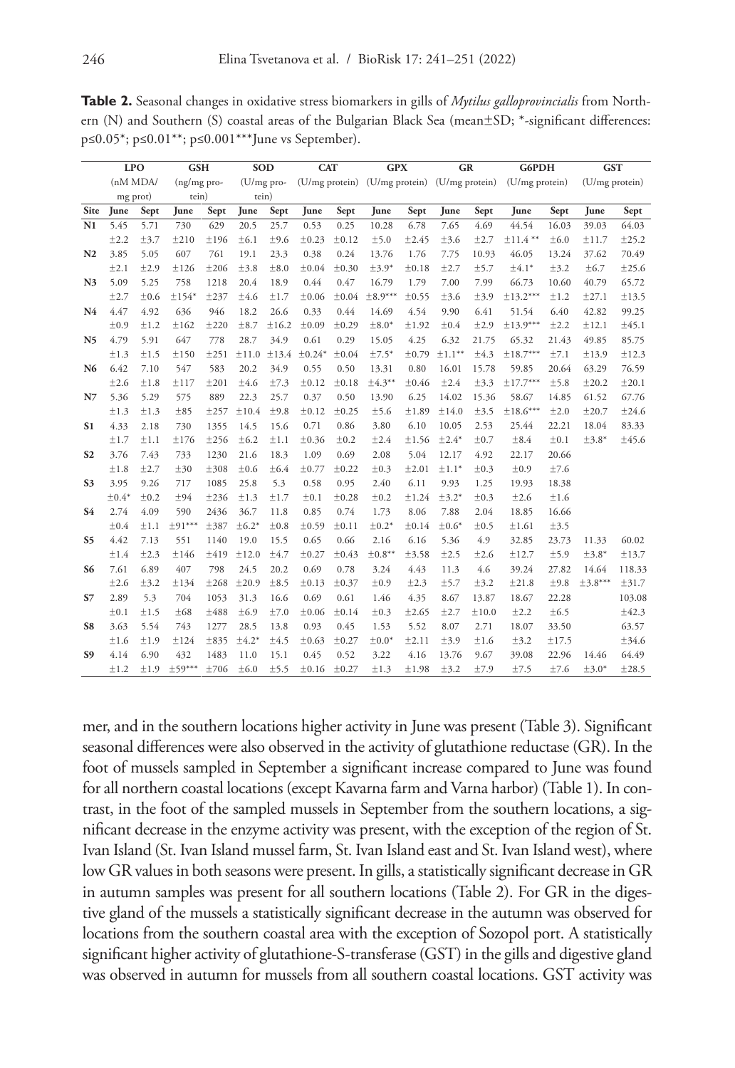**Table 2.** Seasonal changes in oxidative stress biomarkers in gills of *Mytilus galloprovincialis* from Northern (N) and Southern (S) coastal areas of the Bulgarian Black Sea (mean±SD; *-significant differences: p≤0.05*; p≤0.01**; p≤0.001***June vs September).

| | LPO (nM MDA/ mg prot) | | GSH (ng/mg protein) | | SOD (U/mg protein) | | CAT (U/mg protein) | | GPX (U/mg protein) | | GR (U/mg protein) | | G6PDH (U/mg protein) | | GST (U/mg protein) | |
|---|---|---|---|---|---|---|---|---|---|---|---|---|---|---|---|---|
| **Site** | **June** | **Sept** | **June** | **Sept** | **June** | **Sept** | **June** | **Sept** | **June** | **Sept** | **June** | **Sept** | **June** | **Sept** | **June** | **Sept** |
| **N1** | 5.45 | 5.71 | 730 | 629 | 20.5 | 25.7 | 0.53 | 0.25 | 10.28 | 6.78 | 7.65 | 4.69 | 44.54 | 16.03 | 39.03 | 64.03 |
| | ±2.2 | ±3.7 | ±210 | ±196 | ±6.1 | ±9.6 | ±0.23 | ±0.12 | ±5.0 | ±2.45 | ±3.6 | ±2.7 | ±11.4 ** | ±6.0 | ±11.7 | ±25.2 |
| **N2** | 3.85 | 5.05 | 607 | 761 | 19.1 | 23.3 | 0.38 | 0.24 | 13.76 | 1.76 | 7.75 | 10.93 | 46.05 | 13.24 | 37.62 | 70.49 |
| | ±2.1 | ±2.9 | ±126 | ±206 | ±3.8 | ±8.0 | ±0.04 | ±0.30 | ±3.9* | ±0.18 | ±2.7 | ±5.7 | ±4.1* | ±3.2 | ±6.7 | ±25.6 |
| **N3** | 5.09 | 5.25 | 758 | 1218 | 20.4 | 18.9 | 0.44 | 0.47 | 16.79 | 1.79 | 7.00 | 7.99 | 66.73 | 10.60 | 40.79 | 65.72 |
| | ±2.7 | ±0.6 | ±154* | ±237 | ±4.6 | ±1.7 | ±0.06 | ±0.04 | ±8.9*** | ±0.55 | ±3.6 | ±3.9 | ±13.2*** | ±1.2 | ±27.1 | ±13.5 |
| **N4** | 4.47 | 4.92 | 636 | 946 | 18.2 | 26.6 | 0.33 | 0.44 | 14.69 | 4.54 | 9.90 | 6.41 | 51.54 | 6.40 | 42.82 | 99.25 |
| | ±0.9 | ±1.2 | ±162 | ±220 | ±8.7 | ±16.2 | ±0.09 | ±0.29 | ±8.0* | ±1.92 | ±0.4 | ±2.9 | ±13.9*** | ±2.2 | ±12.1 | ±45.1 |
| **N5** | 4.79 | 5.91 | 647 | 778 | 28.7 | 34.9 | 0.61 | 0.29 | 15.05 | 4.25 | 6.32 | 21.75 | 65.32 | 21.43 | 49.85 | 85.75 |
| | ±1.3 | ±1.5 | ±150 | ±251 | ±11.0 | ±13.4 | ±0.24* | ±0.04 | ±7.5* | ±0.79 | ±1.1** | ±4.3 | ±18.7*** | ±7.1 | ±13.9 | ±12.3 |
| **N6** | 6.42 | 7.10 | 547 | 583 | 20.2 | 34.9 | 0.55 | 0.50 | 13.31 | 0.80 | 16.01 | 15.78 | 59.85 | 20.64 | 63.29 | 76.59 |
| | ±2.6 | ±1.8 | ±117 | ±201 | ±4.6 | ±7.3 | ±0.12 | ±0.18 | ±4.3** | ±0.46 | ±2.4 | ±3.3 | ±17.7*** | ±5.8 | ±20.2 | ±20.1 |
| **N7** | 5.36 | 5.29 | 575 | 889 | 22.3 | 25.7 | 0.37 | 0.50 | 13.90 | 6.25 | 14.02 | 15.36 | 58.67 | 14.85 | 61.52 | 67.76 |
| | ±1.3 | ±1.3 | ±85 | ±257 | ±10.4 | ±9.8 | ±0.12 | ±0.25 | ±5.6 | ±1.89 | ±14.0 | ±3.5 | ±18.6*** | ±2.0 | ±20.7 | ±24.6 |
| **S1** | 4.33 | 2.18 | 730 | 1355 | 14.5 | 15.6 | 0.71 | 0.86 | 3.80 | 6.10 | 10.05 | 2.53 | 25.44 | 22.21 | 18.04 | 83.33 |
| | ±1.7 | ±1.1 | ±176 | ±256 | ±6.2 | ±1.1 | ±0.36 | ±0.2 | ±2.4 | ±1.56 | ±2.4* | ±0.7 | ±8.4 | ±0.1 | ±3.8* | ±45.6 |
| **S2** | 3.76 | 7.43 | 733 | 1230 | 21.6 | 18.3 | 1.09 | 0.69 | 2.08 | 5.04 | 12.17 | 4.92 | 22.17 | 20.66 | | |
| | ±1.8 | ±2.7 | ±30 | ±308 | ±0.6 | ±6.4 | ±0.77 | ±0.22 | ±0.3 | ±2.01 | ±1.1* | ±0.3 | ±0.9 | ±7.6 | | |
| **S3** | 3.95 | 9.26 | 717 | 1085 | 25.8 | 5.3 | 0.58 | 0.95 | 2.40 | 6.11 | 9.93 | 1.25 | 19.93 | 18.38 | | |
| | ±0.4* | ±0.2 | ±94 | ±236 | ±1.3 | ±1.7 | ±0.1 | ±0.28 | ±0.2 | ±1.24 | ±3.2* | ±0.3 | ±2.6 | ±1.6 | | |
| **S4** | 2.74 | 4.09 | 590 | 2436 | 36.7 | 11.8 | 0.85 | 0.74 | 1.73 | 8.06 | 7.88 | 2.04 | 18.85 | 16.66 | | |
| | ±0.4 | ±1.1 | ±91*** | ±387 | ±6.2* | ±0.8 | ±0.59 | ±0.11 | ±0.2* | ±0.14 | ±0.6* | ±0.5 | ±1.61 | ±3.5 | | |
| **S5** | 4.42 | 7.13 | 551 | 1140 | 19.0 | 15.5 | 0.65 | 0.66 | 2.16 | 6.16 | 5.36 | 4.9 | 32.85 | 23.73 | 11.33 | 60.02 |
| | ±1.4 | ±2.3 | ±146 | ±419 | ±12.0 | ±4.7 | ±0.27 | ±0.43 | ±0.8** | ±3.58 | ±2.5 | ±2.6 | ±12.7 | ±5.9 | ±3.8* | ±13.7 |
| **S6** | 7.61 | 6.89 | 407 | 798 | 24.5 | 20.2 | 0.69 | 0.78 | 3.24 | 4.43 | 11.3 | 4.6 | 39.24 | 27.82 | 14.64 | 118.33 |
| | ±2.6 | ±3.2 | ±134 | ±268 | ±20.9 | ±8.5 | ±0.13 | ±0.37 | ±0.9 | ±2.3 | ±5.7 | ±3.2 | ±21.8 | ±9.8 | ±3.8*** | ±31.7 |
| **S7** | 2.89 | 5.3 | 704 | 1053 | 31.3 | 16.6 | 0.69 | 0.61 | 1.46 | 4.35 | 8.67 | 13.87 | 18.67 | 22.28 | | 103.08 |
| | ±0.1 | ±1.5 | ±68 | ±488 | ±6.9 | ±7.0 | ±0.06 | ±0.14 | ±0.3 | ±2.65 | ±2.7 | ±10.0 | ±2.2 | ±6.5 | | ±42.3 |
| **S8** | 3.63 | 5.54 | 743 | 1277 | 28.5 | 13.8 | 0.93 | 0.45 | 1.53 | 5.52 | 8.07 | 2.71 | 18.07 | 33.50 | | 63.57 |
| | ±1.6 | ±1.9 | ±124 | ±835 | ±4.2* | ±4.5 | ±0.63 | ±0.27 | ±0.0* | ±2.11 | ±3.9 | ±1.6 | ±3.2 | ±17.5 | | ±34.6 |
| **S9** | 4.14 | 6.90 | 432 | 1483 | 11.0 | 15.1 | 0.45 | 0.52 | 3.22 | 4.16 | 13.76 | 9.67 | 39.08 | 22.96 | 14.46 | 64.49 |
| | ±1.2 | ±1.9 | ±59*** | ±706 | ±6.0 | ±5.5 | ±0.16 | ±0.27 | ±1.3 | ±1.98 | ±3.2 | ±7.9 | ±7.5 | ±7.6 | ±3.0* | ±28.5 |

mer, and in the southern locations higher activity in June was present (Table 3). Significant seasonal differences were also observed in the activity of glutathione reductase (GR). In the foot of mussels sampled in September a significant increase compared to June was found for all northern coastal locations (except Kavarna farm and Varna harbor) (Table 1). In contrast, in the foot of the sampled mussels in September from the southern locations, a significant decrease in the enzyme activity was present, with the exception of the region of St. Ivan Island (St. Ivan Island mussel farm, St. Ivan Island east and St. Ivan Island west), where low GR values in both seasons were present. In gills, a statistically significant decrease in GR in autumn samples was present for all southern locations (Table 2). For GR in the digestive gland of the mussels a statistically significant decrease in the autumn was observed for locations from the southern coastal area with the exception of Sozopol port. A statistically significant higher activity of glutathione-S-transferase (GST) in the gills and digestive gland was observed in autumn for mussels from all southern coastal locations. GST activity was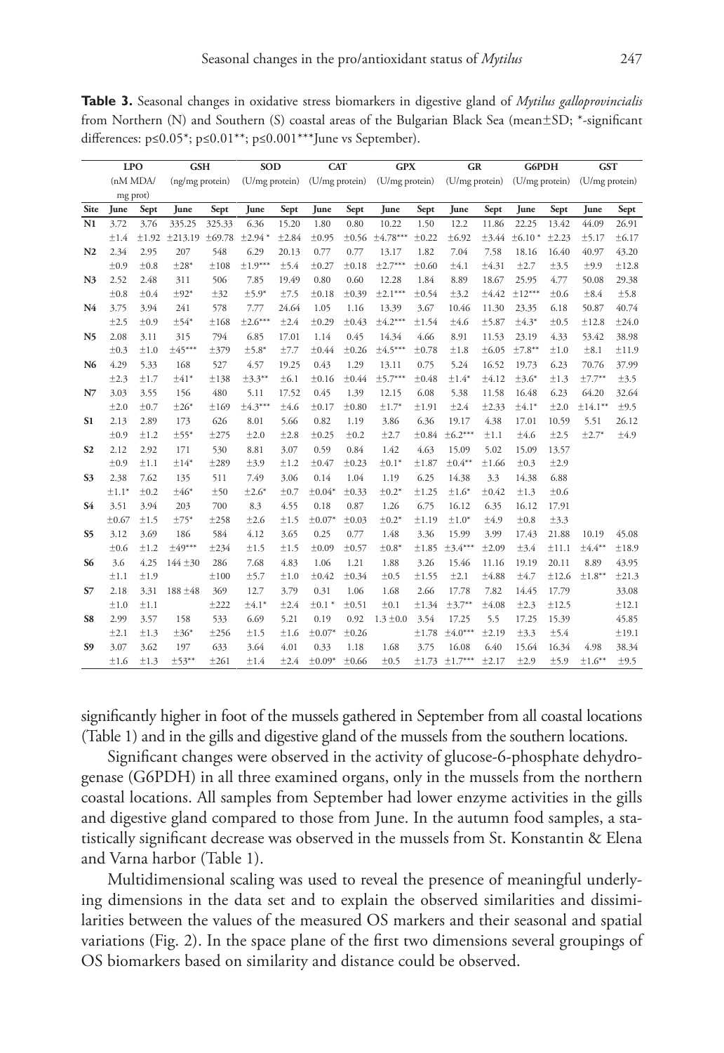**Table 3.** Seasonal changes in oxidative stress biomarkers in digestive gland of *Mytilus galloprovincialis* from Northern (N) and Southern (S) coastal areas of the Bulgarian Black Sea (mean±SD; *-significant differences: p≤0.05*; p≤0.01**; p≤0.001***June vs September).

| | LPO (nM MDA/ mg prot) | | GSH (ng/mg protein) | | SOD (U/mg protein) | | CAT (U/mg protein) | | GPX (U/mg protein) | | GR (U/mg protein) | | G6PDH (U/mg protein) | | GST (U/mg protein) | |
|---|---|---|---|---|---|---|---|---|---|---|---|---|---|---|---|---|
| **Site** | **June** | **Sept** | **June** | **Sept** | **June** | **Sept** | **June** | **Sept** | **June** | **Sept** | **June** | **Sept** | **June** | **Sept** | **June** | **Sept** |
| **N1** | 3.72 | 3.76 | 335.25 | 325.33 | 6.36 | 15.20 | 1.80 | 0.80 | 10.22 | 1.50 | 12.2 | 11.86 | 22.25 | 13.42 | 44.09 | 26.91 |
| | ±1.4 | ±1.92 | ±213.19 | ±69.78 | ±2.94 * | ±2.84 | ±0.95 | ±0.56 | ±4.78*** | ±0.22 | ±6.92 | ±3.44 | ±6.10 * | ±2.23 | ±5.17 | ±6.17 |
| **N2** | 2.34 | 2.95 | 207 | 548 | 6.29 | 20.13 | 0.77 | 0.77 | 13.17 | 1.82 | 7.04 | 7.58 | 18.16 | 16.40 | 40.97 | 43.20 |
| | ±0.9 | ±0.8 | ±28* | ±108 | ±1.9*** | ±5.4 | ±0.27 | ±0.18 | ±2.7*** | ±0.60 | ±4.1 | ±4.31 | ±2.7 | ±3.5 | ±9.9 | ±12.8 |
| **N3** | 2.52 | 2.48 | 311 | 506 | 7.85 | 19.49 | 0.80 | 0.60 | 12.28 | 1.84 | 8.89 | 18.67 | 25.95 | 4.77 | 50.08 | 29.38 |
| | ±0.8 | ±0.4 | ±92* | ±32 | ±5.9* | ±7.5 | ±0.18 | ±0.39 | ±2.1*** | ±0.54 | ±3.2 | ±4.42 | ±12*** | ±0.6 | ±8.4 | ±5.8 |
| **N4** | 3.75 | 3.94 | 241 | 578 | 7.77 | 24.64 | 1.05 | 1.16 | 13.39 | 3.67 | 10.46 | 11.30 | 23.35 | 6.18 | 50.87 | 40.74 |
| | ±2.5 | ±0.9 | ±54* | ±168 | ±2.6*** | ±2.4 | ±0.29 | ±0.43 | ±4.2*** | ±1.54 | ±4.6 | ±5.87 | ±4.3* | ±0.5 | ±12.8 | ±24.0 |
| **N5** | 2.08 | 3.11 | 315 | 794 | 6.85 | 17.01 | 1.14 | 0.45 | 14.34 | 4.66 | 8.91 | 11.53 | 23.19 | 4.33 | 53.42 | 38.98 |
| | ±0.3 | ±1.0 | ±45*** | ±379 | ±5.8* | ±7.7 | ±0.44 | ±0.26 | ±4.5*** | ±0.78 | ±1.8 | ±6.05 | ±7.8** | ±1.0 | ±8.1 | ±11.9 |
| **N6** | 4.29 | 5.33 | 168 | 527 | 4.57 | 19.25 | 0.43 | 1.29 | 13.11 | 0.75 | 5.24 | 16.52 | 19.73 | 6.23 | 70.76 | 37.99 |
| | ±2.3 | ±1.7 | ±41* | ±138 | ±3.3** | ±6.1 | ±0.16 | ±0.44 | ±5.7*** | ±0.48 | ±1.4* | ±4.12 | ±3.6* | ±1.3 | ±7.7** | ±3.5 |
| **N7** | 3.03 | 3.55 | 156 | 480 | 5.11 | 17.52 | 0.45 | 1.39 | 12.15 | 6.08 | 5.38 | 11.58 | 16.48 | 6.23 | 64.20 | 32.64 |
| | ±2.0 | ±0.7 | ±26* | ±169 | ±4.3*** | ±4.6 | ±0.17 | ±0.80 | ±1.7* | ±1.91 | ±2.4 | ±2.33 | ±4.1* | ±2.0 | ±14.1** | ±9.5 |
| **S1** | 2.13 | 2.89 | 173 | 626 | 8.01 | 5.66 | 0.82 | 1.19 | 3.86 | 6.36 | 19.17 | 4.38 | 17.01 | 10.59 | 5.51 | 26.12 |
| | ±0.9 | ±1.2 | ±55* | ±275 | ±2.0 | ±2.8 | ±0.25 | ±0.2 | ±2.7 | ±0.84 | ±6.2*** | ±1.1 | ±4.6 | ±2.5 | ±2.7* | ±4.9 |
| **S2** | 2.12 | 2.92 | 171 | 530 | 8.81 | 3.07 | 0.59 | 0.84 | 1.42 | 4.63 | 15.09 | 5.02 | 15.09 | 13.57 | | |
| | ±0.9 | ±1.1 | ±14* | ±289 | ±3.9 | ±1.2 | ±0.47 | ±0.23 | ±0.1* | ±1.87 | ±0.4** | ±1.66 | ±0.3 | ±2.9 | | |
| **S3** | 2.38 | 7.62 | 135 | 511 | 7.49 | 3.06 | 0.14 | 1.04 | 1.19 | 6.25 | 14.38 | 3.3 | 14.38 | 6.88 | | |
| | ±1.1* | ±0.2 | ±46* | ±50 | ±2.6* | ±0.7 | ±0.04* | ±0.33 | ±0.2* | ±1.25 | ±1.6* | ±0.42 | ±1.3 | ±0.6 | | |
| **S4** | 3.51 | 3.94 | 203 | 700 | 8.3 | 4.55 | 0.18 | 0.87 | 1.26 | 6.75 | 16.12 | 6.35 | 16.12 | 17.91 | | |
| | ±0.67 | ±1.5 | ±75* | ±258 | ±2.6 | ±1.5 | ±0.07* | ±0.03 | ±0.2* | ±1.19 | ±1.0* | ±4.9 | ±0.8 | ±3.3 | | |
| **S5** | 3.12 | 3.69 | 186 | 584 | 4.12 | 3.65 | 0.25 | 0.77 | 1.48 | 3.36 | 15.99 | 3.99 | 17.43 | 21.88 | 10.19 | 45.08 |
| | ±0.6 | ±1.2 | ±49*** | ±234 | ±1.5 | ±1.5 | ±0.09 | ±0.57 | ±0.8* | ±1.85 | ±3.4*** | ±2.09 | ±3.4 | ±11.1 | ±4.4** | ±18.9 |
| **S6** | 3.6 | 4.25 | 144 ±30 | 286 | 7.68 | 4.83 | 1.06 | 1.21 | 1.88 | 3.26 | 15.46 | 11.16 | 19.19 | 20.11 | 8.89 | 43.95 |
| | ±1.1 | ±1.9 | | ±100 | ±5.7 | ±1.0 | ±0.42 | ±0.34 | ±0.5 | ±1.55 | ±2.1 | ±4.88 | ±4.7 | ±12.6 | ±1.8** | ±21.3 |
| **S7** | 2.18 | 3.31 | 188 ±48 | 369 | 12.7 | 3.79 | 0.31 | 1.06 | 1.68 | 2.66 | 17.78 | 7.82 | 14.45 | 17.79 | | 33.08 |
| | ±1.0 | ±1.1 | | ±222 | ±4.1* | ±2.4 | ±0.1 * | ±0.51 | ±0.1 | ±1.34 | ±3.7** | ±4.08 | ±2.3 | ±12.5 | | ±12.1 |
| **S8** | 2.99 | 3.57 | 158 | 533 | 6.69 | 5.21 | 0.19 | 0.92 | 1.3 ±0.0 | 3.54 | 17.25 | 5.5 | 17.25 | 15.39 | | 45.85 |
| | ±2.1 | ±1.3 | ±36* | ±256 | ±1.5 | ±1.6 | ±0.07* | ±0.26 | | ±1.78 | ±4.0*** | ±2.19 | ±3.3 | ±5.4 | | ±19.1 |
| **S9** | 3.07 | 3.62 | 197 | 633 | 3.64 | 4.01 | 0.33 | 1.18 | 1.68 | 3.75 | 16.08 | 6.40 | 15.64 | 16.34 | 4.98 | 38.34 |
| | ±1.6 | ±1.3 | ±53** | ±261 | ±1.4 | ±2.4 | ±0.09* | ±0.66 | ±0.5 | ±1.73 | ±1.7*** | ±2.17 | ±2.9 | ±5.9 | ±1.6** | ±9.5 |

significantly higher in foot of the mussels gathered in September from all coastal locations (Table 1) and in the gills and digestive gland of the mussels from the southern locations.

Significant changes were observed in the activity of glucose-6-phosphate dehydrogenase (G6PDH) in all three examined organs, only in the mussels from the northern coastal locations. All samples from September had lower enzyme activities in the gills and digestive gland compared to those from June. In the autumn food samples, a statistically significant decrease was observed in the mussels from St. Konstantin & Elena and Varna harbor (Table 1).

Multidimensional scaling was used to reveal the presence of meaningful underlying dimensions in the data set and to explain the observed similarities and dissimilarities between the values of the measured OS markers and their seasonal and spatial variations (Fig. 2). In the space plane of the first two dimensions several groupings of OS biomarkers based on similarity and distance could be observed.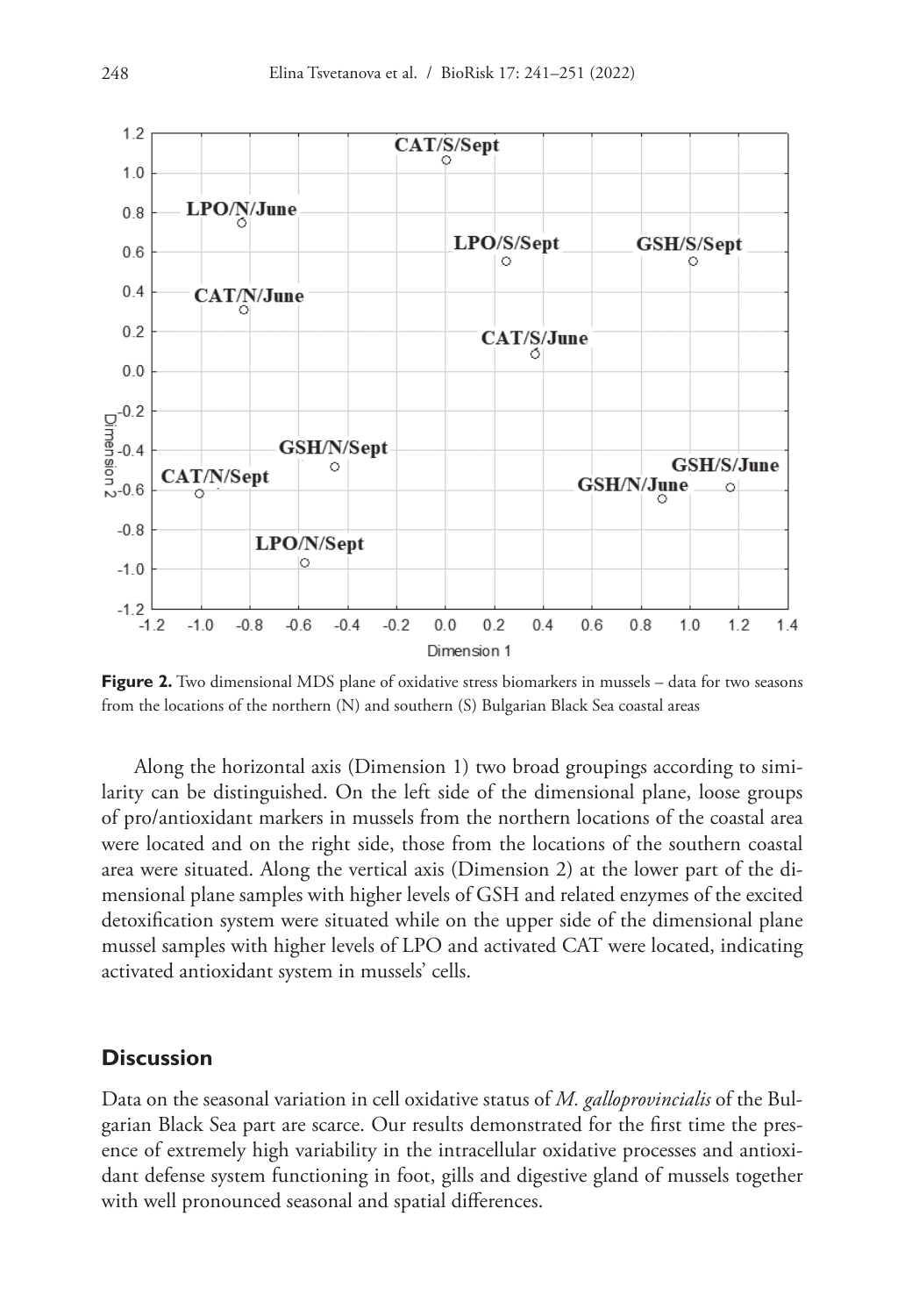**Figure 2.** Two dimensional MDS plane of oxidative stress biomarkers in mussels – data for two seasons from the locations of the northern (N) and southern (S) Bulgarian Black Sea coastal areas

Along the horizontal axis (Dimension 1) two broad groupings according to similarity can be distinguished. On the left side of the dimensional plane, loose groups of pro/antioxidant markers in mussels from the northern locations of the coastal area were located and on the right side, those from the locations of the southern coastal area were situated. Along the vertical axis (Dimension 2) at the lower part of the dimensional plane samples with higher levels of GSH and related enzymes of the excited detoxification system were situated while on the upper side of the dimensional plane mussel samples with higher levels of LPO and activated CAT were located, indicating activated antioxidant system in mussels' cells.

## Discussion

Data on the seasonal variation in cell oxidative status of *M. galloprovincialis* of the Bulgarian Black Sea part are scarce. Our results demonstrated for the first time the presence of extremely high variability in the intracellular oxidative processes and antioxidant defense system functioning in foot, gills and digestive gland of mussels together with well pronounced seasonal and spatial differences.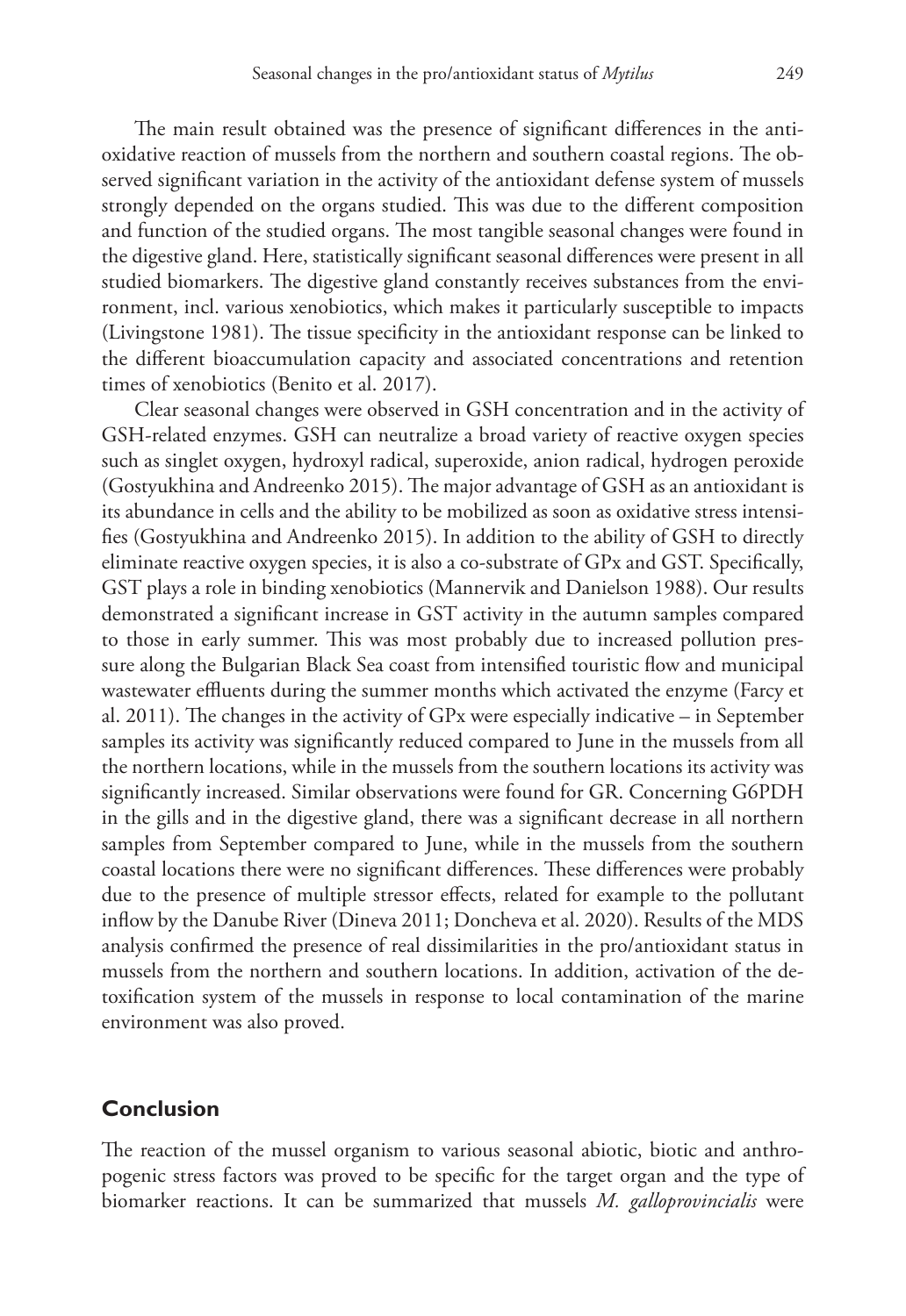The main result obtained was the presence of significant differences in the antioxidative reaction of mussels from the northern and southern coastal regions. The observed significant variation in the activity of the antioxidant defense system of mussels strongly depended on the organs studied. This was due to the different composition and function of the studied organs. The most tangible seasonal changes were found in the digestive gland. Here, statistically significant seasonal differences were present in all studied biomarkers. The digestive gland constantly receives substances from the environment, incl. various xenobiotics, which makes it particularly susceptible to impacts (Livingstone 1981). The tissue specificity in the antioxidant response can be linked to the different bioaccumulation capacity and associated concentrations and retention times of xenobiotics (Benito et al. 2017).

Clear seasonal changes were observed in GSH concentration and in the activity of GSH-related enzymes. GSH can neutralize a broad variety of reactive oxygen species such as singlet oxygen, hydroxyl radical, superoxide, anion radical, hydrogen peroxide (Gostyukhina and Andreenko 2015). The major advantage of GSH as an antioxidant is its abundance in cells and the ability to be mobilized as soon as oxidative stress intensifies (Gostyukhina and Andreenko 2015). In addition to the ability of GSH to directly eliminate reactive oxygen species, it is also a co-substrate of GPx and GST. Specifically, GST plays a role in binding xenobiotics (Mannervik and Danielson 1988). Our results demonstrated a significant increase in GST activity in the autumn samples compared to those in early summer. This was most probably due to increased pollution pressure along the Bulgarian Black Sea coast from intensified touristic flow and municipal wastewater effluents during the summer months which activated the enzyme (Farcy et al. 2011). The changes in the activity of GPx were especially indicative – in September samples its activity was significantly reduced compared to June in the mussels from all the northern locations, while in the mussels from the southern locations its activity was significantly increased. Similar observations were found for GR. Concerning G6PDH in the gills and in the digestive gland, there was a significant decrease in all northern samples from September compared to June, while in the mussels from the southern coastal locations there were no significant differences. These differences were probably due to the presence of multiple stressor effects, related for example to the pollutant inflow by the Danube River (Dineva 2011; Doncheva et al. 2020). Results of the MDS analysis confirmed the presence of real dissimilarities in the pro/antioxidant status in mussels from the northern and southern locations. In addition, activation of the detoxification system of the mussels in response to local contamination of the marine environment was also proved.

## Conclusion

The reaction of the mussel organism to various seasonal abiotic, biotic and anthropogenic stress factors was proved to be specific for the target organ and the type of biomarker reactions. It can be summarized that mussels *M. galloprovincialis* were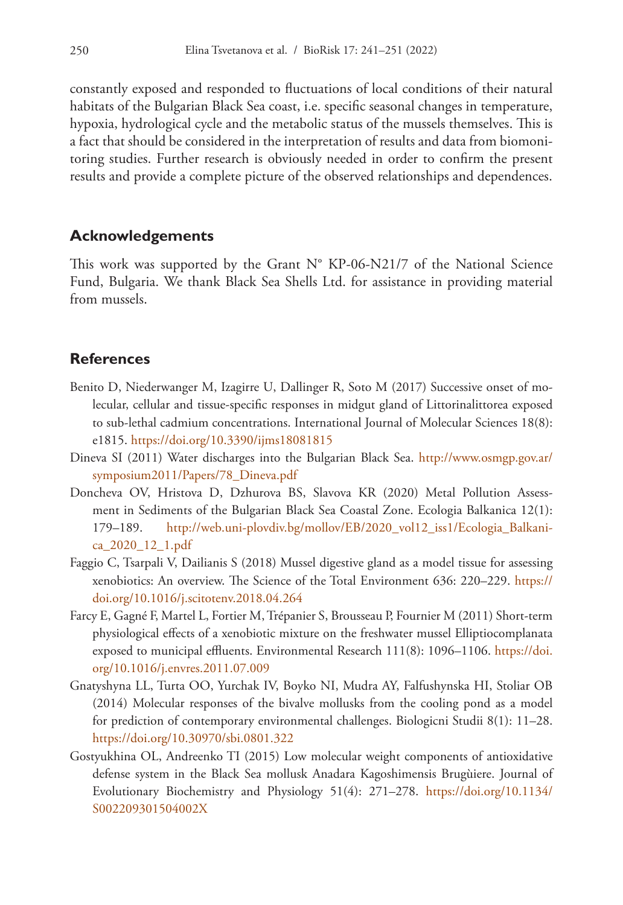constantly exposed and responded to fluctuations of local conditions of their natural habitats of the Bulgarian Black Sea coast, i.e. specific seasonal changes in temperature, hypoxia, hydrological cycle and the metabolic status of the mussels themselves. This is a fact that should be considered in the interpretation of results and data from biomonitoring studies. Further research is obviously needed in order to confirm the present results and provide a complete picture of the observed relationships and dependences.

## Acknowledgements

This work was supported by the Grant N° KP-06-N21/7 of the National Science Fund, Bulgaria. We thank Black Sea Shells Ltd. for assistance in providing material from mussels.

## References

Benito D, Niederwanger M, Izagirre U, Dallinger R, Soto M (2017) Successive onset of molecular, cellular and tissue-specific responses in midgut gland of Littorinalittorea exposed to sub-lethal cadmium concentrations. International Journal of Molecular Sciences 18(8): e1815. https://doi.org/10.3390/ijms18081815

Dineva SI (2011) Water discharges into the Bulgarian Black Sea. http://www.osmgp.gov.ar/symposium2011/Papers/78_Dineva.pdf

Doncheva OV, Hristova D, Dzhurova BS, Slavova KR (2020) Metal Pollution Assessment in Sediments of the Bulgarian Black Sea Coastal Zone. Ecologia Balkanica 12(1): 179–189. http://web.uni-plovdiv.bg/mollov/EB/2020_vol12_iss1/Ecologia_Balkanica_2020_12_1.pdf

Faggio C, Tsarpali V, Dailianis S (2018) Mussel digestive gland as a model tissue for assessing xenobiotics: An overview. The Science of the Total Environment 636: 220–229. https://doi.org/10.1016/j.scitotenv.2018.04.264

Farcy E, Gagné F, Martel L, Fortier M, Trépanier S, Brousseau P, Fournier M (2011) Short-term physiological effects of a xenobiotic mixture on the freshwater mussel Elliptiocomplanata exposed to municipal effluents. Environmental Research 111(8): 1096–1106. https://doi.org/10.1016/j.envres.2011.07.009

Gnatyshyna LL, Turta OO, Yurchak IV, Boyko NI, Mudra AY, Falfushynska HI, Stoliar OB (2014) Molecular responses of the bivalve mollusks from the cooling pond as a model for prediction of contemporary environmental challenges. Biologicni Studii 8(1): 11–28. https://doi.org/10.30970/sbi.0801.322

Gostyukhina OL, Andreenko TI (2015) Low molecular weight components of antioxidative defense system in the Black Sea mollusk Anadara Kagoshimensis Brugùiere. Journal of Evolutionary Biochemistry and Physiology 51(4): 271–278. https://doi.org/10.1134/S002209301504002X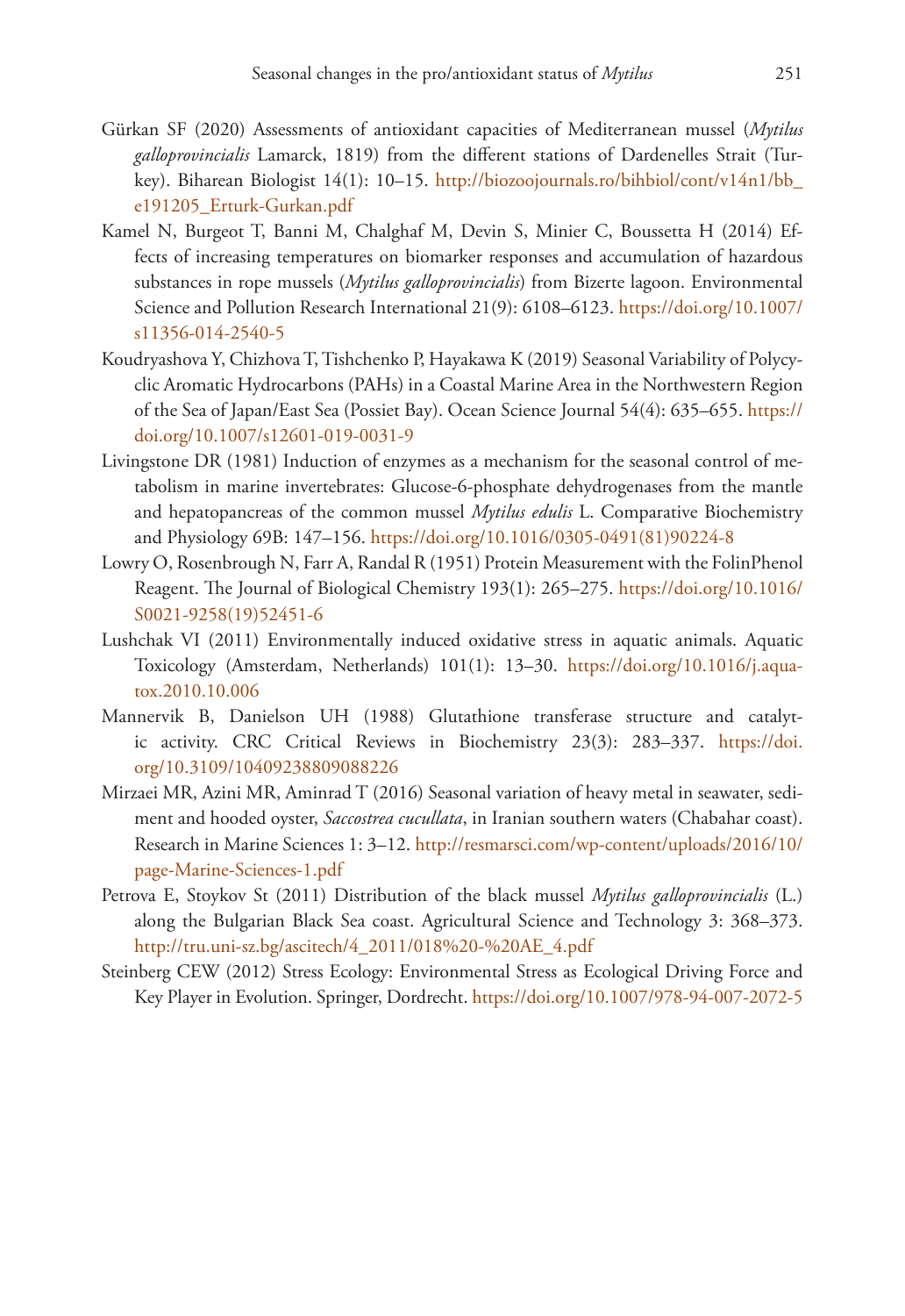Gürkan SF (2020) Assessments of antioxidant capacities of Mediterranean mussel (*Mytilus galloprovincialis* Lamarck, 1819) from the different stations of Dardenelles Strait (Turkey). Biharean Biologist 14(1): 10–15. http://biozoojournals.ro/bihbiol/cont/v14n1/bb_e191205_Erturk-Gurkan.pdf

Kamel N, Burgeot T, Banni M, Chalghaf M, Devin S, Minier C, Boussetta H (2014) Effects of increasing temperatures on biomarker responses and accumulation of hazardous substances in rope mussels (*Mytilus galloprovincialis*) from Bizerte lagoon. Environmental Science and Pollution Research International 21(9): 6108–6123. https://doi.org/10.1007/s11356-014-2540-5

Koudryashova Y, Chizhova T, Tishchenko P, Hayakawa K (2019) Seasonal Variability of Polycyclic Aromatic Hydrocarbons (PAHs) in a Coastal Marine Area in the Northwestern Region of the Sea of Japan/East Sea (Possiet Bay). Ocean Science Journal 54(4): 635–655. https://doi.org/10.1007/s12601-019-0031-9

Livingstone DR (1981) Induction of enzymes as a mechanism for the seasonal control of metabolism in marine invertebrates: Glucose-6-phosphate dehydrogenases from the mantle and hepatopancreas of the common mussel *Mytilus edulis* L. Comparative Biochemistry and Physiology 69B: 147–156. https://doi.org/10.1016/0305-0491(81)90224-8

Lowry O, Rosenbrough N, Farr A, Randal R (1951) Protein Measurement with the FolinPhenol Reagent. The Journal of Biological Chemistry 193(1): 265–275. https://doi.org/10.1016/S0021-9258(19)52451-6

Lushchak VI (2011) Environmentally induced oxidative stress in aquatic animals. Aquatic Toxicology (Amsterdam, Netherlands) 101(1): 13–30. https://doi.org/10.1016/j.aquatox.2010.10.006

Mannervik B, Danielson UH (1988) Glutathione transferase structure and catalytic activity. CRC Critical Reviews in Biochemistry 23(3): 283–337. https://doi.org/10.3109/10409238809088226

Mirzaei MR, Azini MR, Aminrad T (2016) Seasonal variation of heavy metal in seawater, sediment and hooded oyster, *Saccostrea cucullata*, in Iranian southern waters (Chabahar coast). Research in Marine Sciences 1: 3–12. http://resmarsci.com/wp-content/uploads/2016/10/page-Marine-Sciences-1.pdf

Petrova E, Stoykov St (2011) Distribution of the black mussel *Mytilus galloprovincialis* (L.) along the Bulgarian Black Sea coast. Agricultural Science and Technology 3: 368–373. http://tru.uni-sz.bg/ascitech/4_2011/018%20-%20AE_4.pdf

Steinberg CEW (2012) Stress Ecology: Environmental Stress as Ecological Driving Force and Key Player in Evolution. Springer, Dordrecht. https://doi.org/10.1007/978-94-007-2072-5